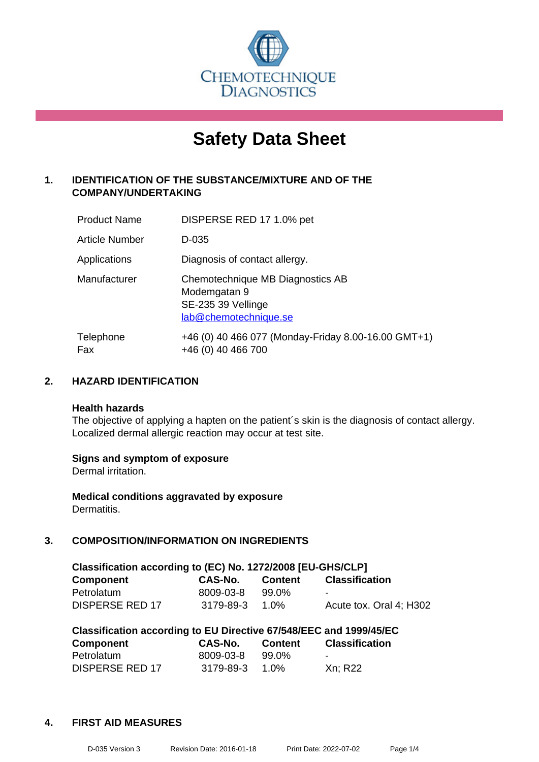CHEMOTECHNIQUE DIAGNOSTICS

# Safety Data Sheet

## 1. IDENTIFICATION OF THE SUBSTANCE/MIXTURE AND OF THE COMPANY/UNDERTAKING

| | |
|---|---|
| Product Name | DISPERSE RED 17 1.0% pet |
| Article Number | D-035 |
| Applications | Diagnosis of contact allergy. |
| Manufacturer | Chemotechnique MB Diagnostics AB<br>Modemgatan 9<br>SE-235 39 Vellinge<br>lab@chemotechnique.se |
| Telephone<br>Fax | +46 (0) 40 466 077 (Monday-Friday 8.00-16.00 GMT+1)<br>+46 (0) 40 466 700 |

## 2. HAZARD IDENTIFICATION

**Health hazards**
The objective of applying a hapten on the patient´s skin is the diagnosis of contact allergy. Localized dermal allergic reaction may occur at test site.

**Signs and symptom of exposure**
Dermal irritation.

**Medical conditions aggravated by exposure**
Dermatitis.

## 3. COMPOSITION/INFORMATION ON INGREDIENTS

**Classification according to (EC) No. 1272/2008 [EU-GHS/CLP]**

| Component | CAS-No. | Content | Classification |
|---|---|---|---|
| Petrolatum | 8009-03-8 | 99.0% | - |
| DISPERSE RED 17 | 3179-89-3 | 1.0% | Acute tox. Oral 4; H302 |

**Classification according to EU Directive 67/548/EEC and 1999/45/EC**

| Component | CAS-No. | Content | Classification |
|---|---|---|---|
| Petrolatum | 8009-03-8 | 99.0% | - |
| DISPERSE RED 17 | 3179-89-3 | 1.0% | Xn; R22 |

## 4. FIRST AID MEASURES

D-035 Version 3    Revision Date: 2016-01-18    Print Date: 2022-07-02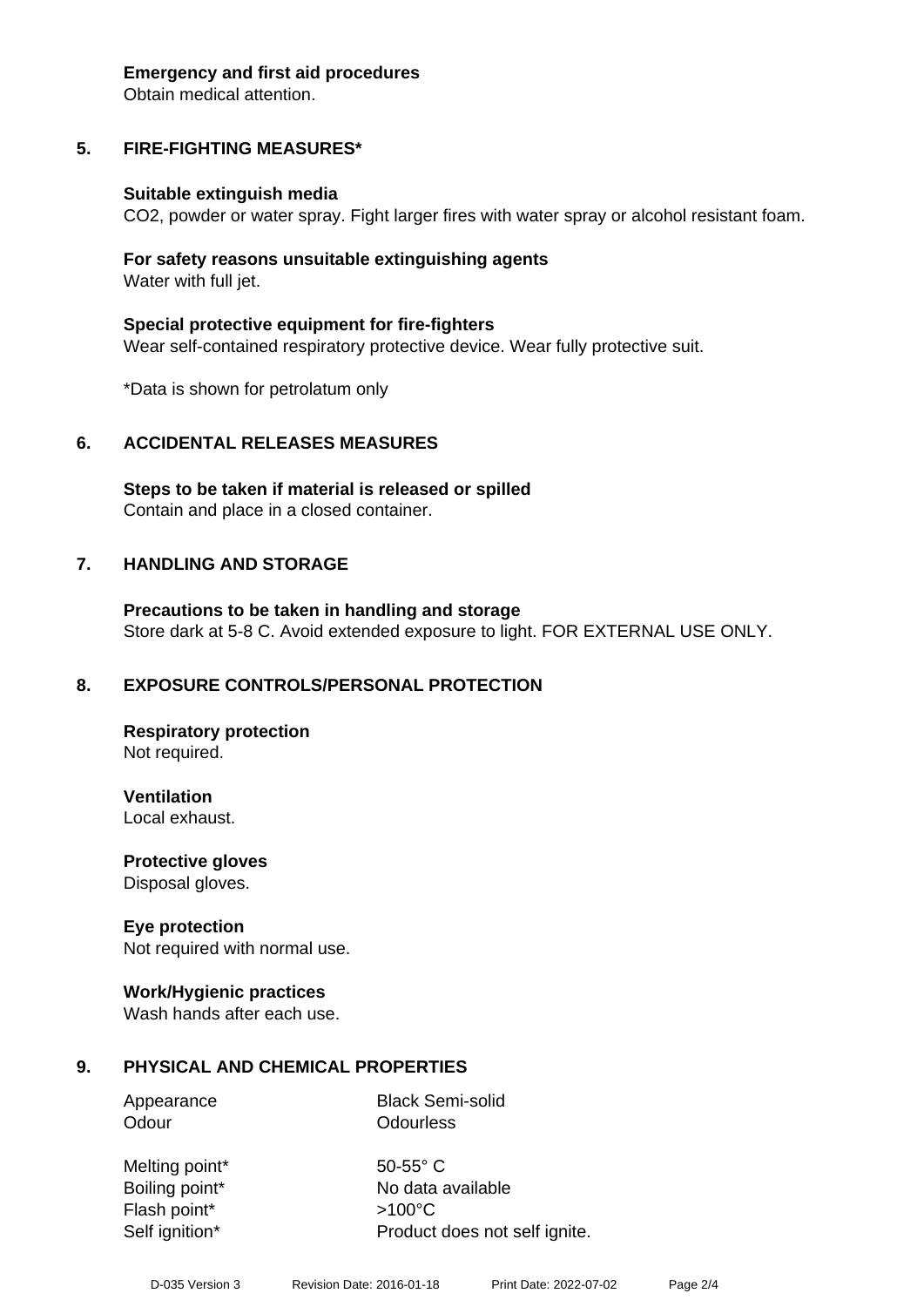**Emergency and first aid procedures**
Obtain medical attention.

## 5. FIRE-FIGHTING MEASURES*

**Suitable extinguish media**
$CO_2$, powder or water spray. Fight larger fires with water spray or alcohol resistant foam.

**For safety reasons unsuitable extinguishing agents**
Water with full jet.

**Special protective equipment for fire-fighters**
Wear self-contained respiratory protective device. Wear fully protective suit.

*Data is shown for petrolatum only

## 6. ACCIDENTAL RELEASES MEASURES

**Steps to be taken if material is released or spilled**
Contain and place in a closed container.

## 7. HANDLING AND STORAGE

**Precautions to be taken in handling and storage**
Store dark at 5-8 C. Avoid extended exposure to light. FOR EXTERNAL USE ONLY.

## 8. EXPOSURE CONTROLS/PERSONAL PROTECTION

**Respiratory protection**
Not required.

**Ventilation**
Local exhaust.

**Protective gloves**
Disposal gloves.

**Eye protection**
Not required with normal use.

**Work/Hygienic practices**
Wash hands after each use.

## 9. PHYSICAL AND CHEMICAL PROPERTIES

| | |
|---|---|
| Appearance | Black Semi-solid |
| Odour | Odourless |
| Melting point* | 50-55° C |
| Boiling point* | No data available |
| Flash point* | >100°C |
| Self ignition* | Product does not self ignite. |

D-035 Version 3 Revision Date: 2016-01-18 Print Date: 2022-07-02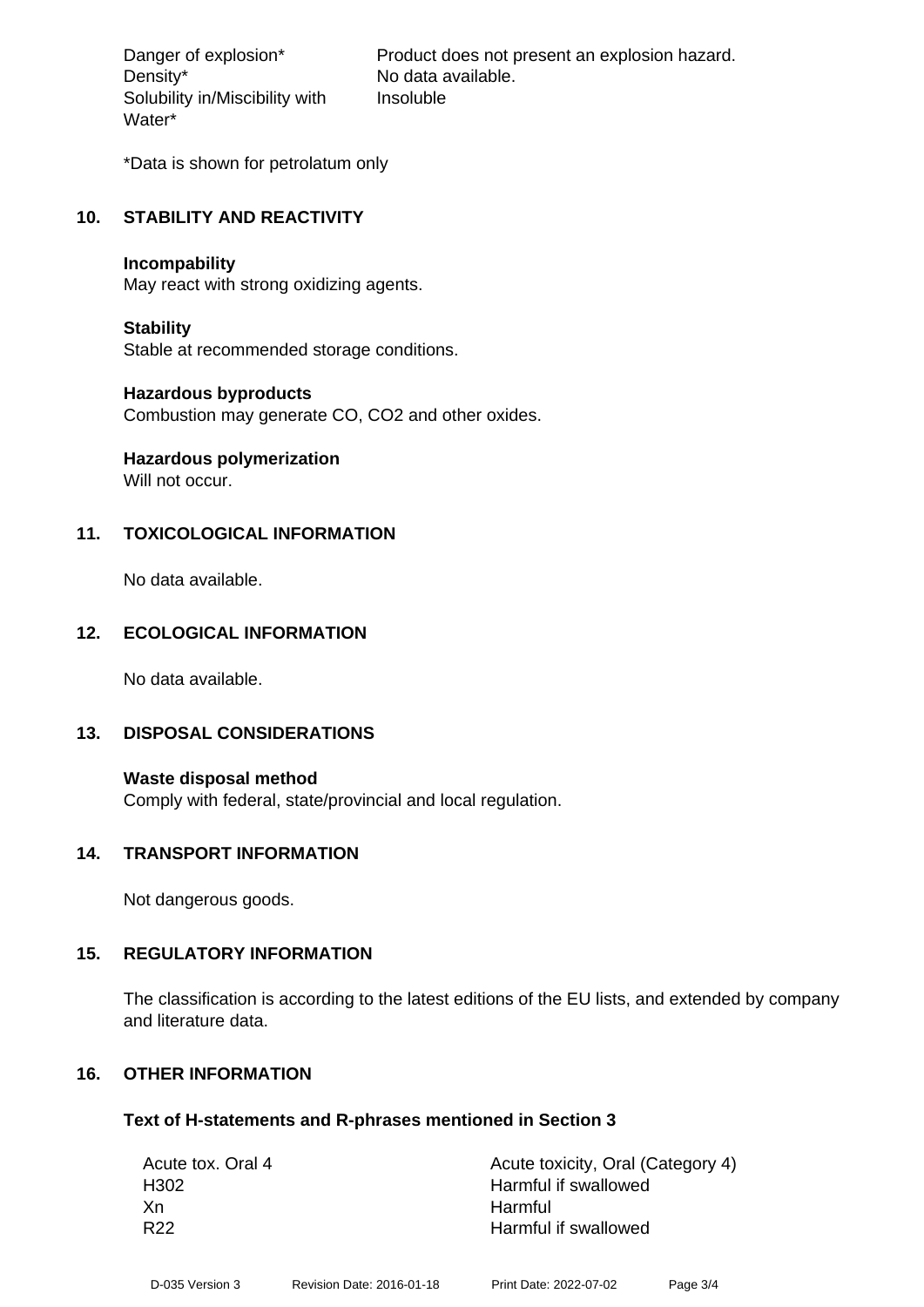| | |
|---|---|
| Danger of explosion* | Product does not present an explosion hazard. |
| Density* | No data available. |
| Solubility in/Miscibility with Water* | Insoluble |

*Data is shown for petrolatum only

## 10. STABILITY AND REACTIVITY

**Incompability**
May react with strong oxidizing agents.

**Stability**
Stable at recommended storage conditions.

**Hazardous byproducts**
Combustion may generate CO, $CO_2$ and other oxides.

**Hazardous polymerization**
Will not occur.

## 11. TOXICOLOGICAL INFORMATION

No data available.

## 12. ECOLOGICAL INFORMATION

No data available.

## 13. DISPOSAL CONSIDERATIONS

**Waste disposal method**
Comply with federal, state/provincial and local regulation.

## 14. TRANSPORT INFORMATION

Not dangerous goods.

## 15. REGULATORY INFORMATION

The classification is according to the latest editions of the EU lists, and extended by company and literature data.

## 16. OTHER INFORMATION

### Text of H-statements and R-phrases mentioned in Section 3

| | |
|---|---|
| Acute tox. Oral 4 | Acute toxicity, Oral (Category 4) |
| H302 | Harmful if swallowed |
| Xn | Harmful |
| R22 | Harmful if swallowed |

D-035 Version 3 Revision Date: 2016-01-18 Print Date: 2022-07-02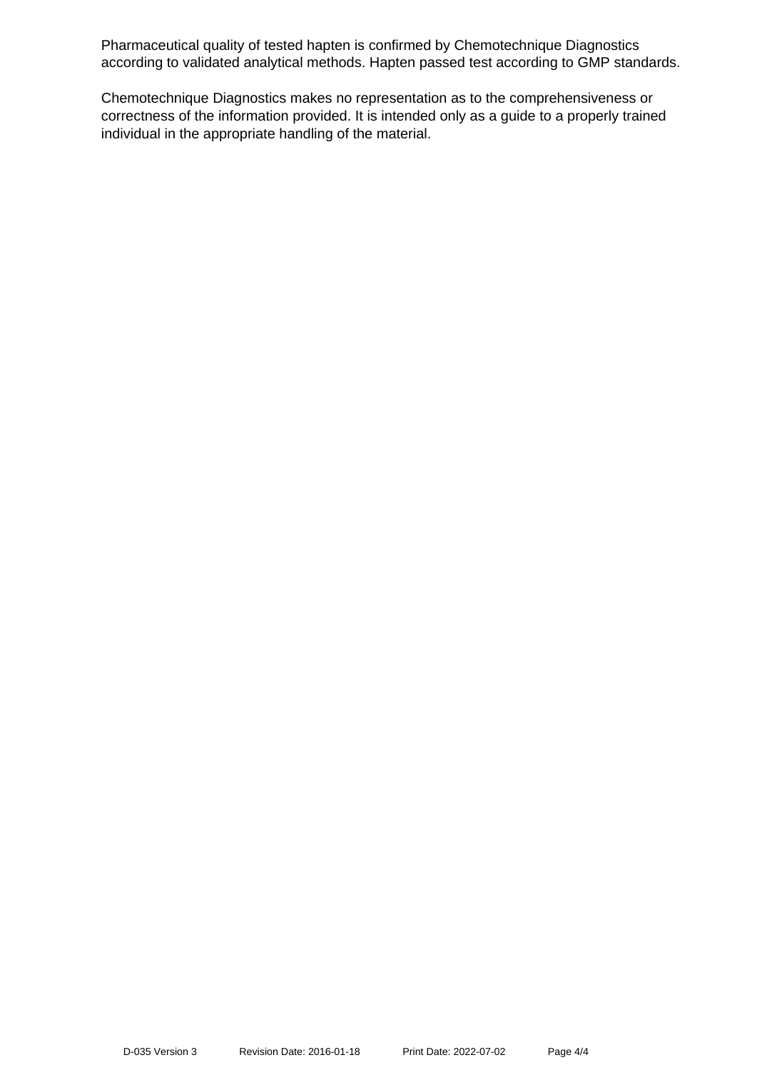Pharmaceutical quality of tested hapten is confirmed by Chemotechnique Diagnostics according to validated analytical methods. Hapten passed test according to GMP standards.

Chemotechnique Diagnostics makes no representation as to the comprehensiveness or correctness of the information provided. It is intended only as a guide to a properly trained individual in the appropriate handling of the material.